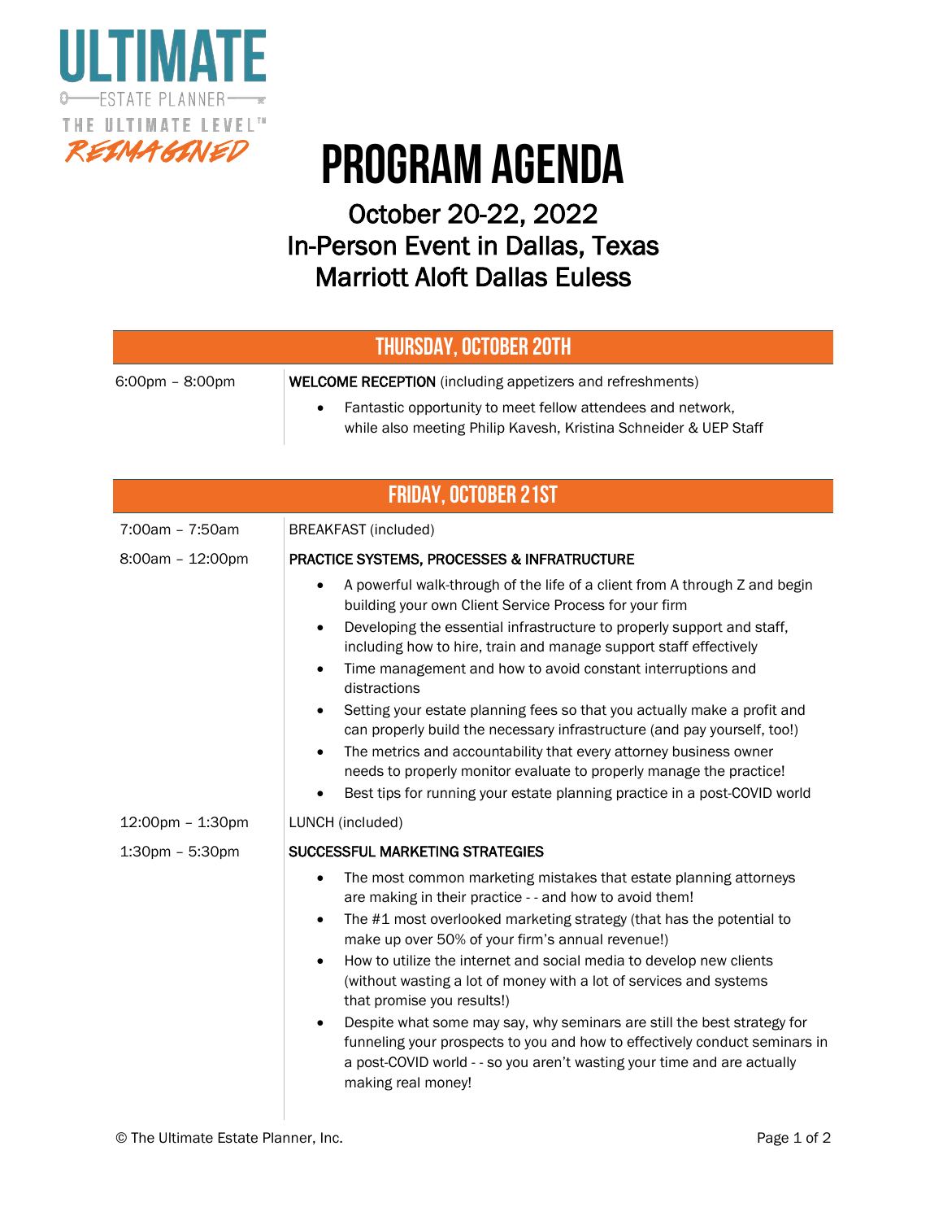ULTIMATE
ESTATE PLANNER
THE ULTIMATE LEVEL™
REIMAGINED

# PROGRAM AGENDA

## October 20-22, 2022
## In-Person Event in Dallas, Texas
## Marriott Aloft Dallas Euless

## THURSDAY, OCTOBER 20TH

| Time | Session |
|---|---|
| 6:00pm – 8:00pm | **WELCOME RECEPTION** (including appetizers and refreshments)<br>• Fantastic opportunity to meet fellow attendees and network, while also meeting Philip Kavesh, Kristina Schneider & UEP Staff |

## FRIDAY, OCTOBER 21ST

| Time | Session |
|---|---|
| 7:00am – 7:50am | BREAKFAST (included) |
| 8:00am – 12:00pm | **PRACTICE SYSTEMS, PROCESSES & INFRATRUCTURE**<br>• A powerful walk-through of the life of a client from A through Z and begin building your own Client Service Process for your firm<br>• Developing the essential infrastructure to properly support and staff, including how to hire, train and manage support staff effectively<br>• Time management and how to avoid constant interruptions and distractions<br>• Setting your estate planning fees so that you actually make a profit and can properly build the necessary infrastructure (and pay yourself, too!)<br>• The metrics and accountability that every attorney business owner needs to properly monitor evaluate to properly manage the practice!<br>• Best tips for running your estate planning practice in a post-COVID world |
| 12:00pm – 1:30pm | LUNCH (included) |
| 1:30pm – 5:30pm | **SUCCESSFUL MARKETING STRATEGIES**<br>• The most common marketing mistakes that estate planning attorneys are making in their practice - - and how to avoid them!<br>• The #1 most overlooked marketing strategy (that has the potential to make up over 50% of your firm's annual revenue!)<br>• How to utilize the internet and social media to develop new clients (without wasting a lot of money with a lot of services and systems that promise you results!)<br>• Despite what some may say, why seminars are still the best strategy for funneling your prospects to you and how to effectively conduct seminars in a post-COVID world - - so you aren't wasting your time and are actually making real money! |

© The Ultimate Estate Planner, Inc.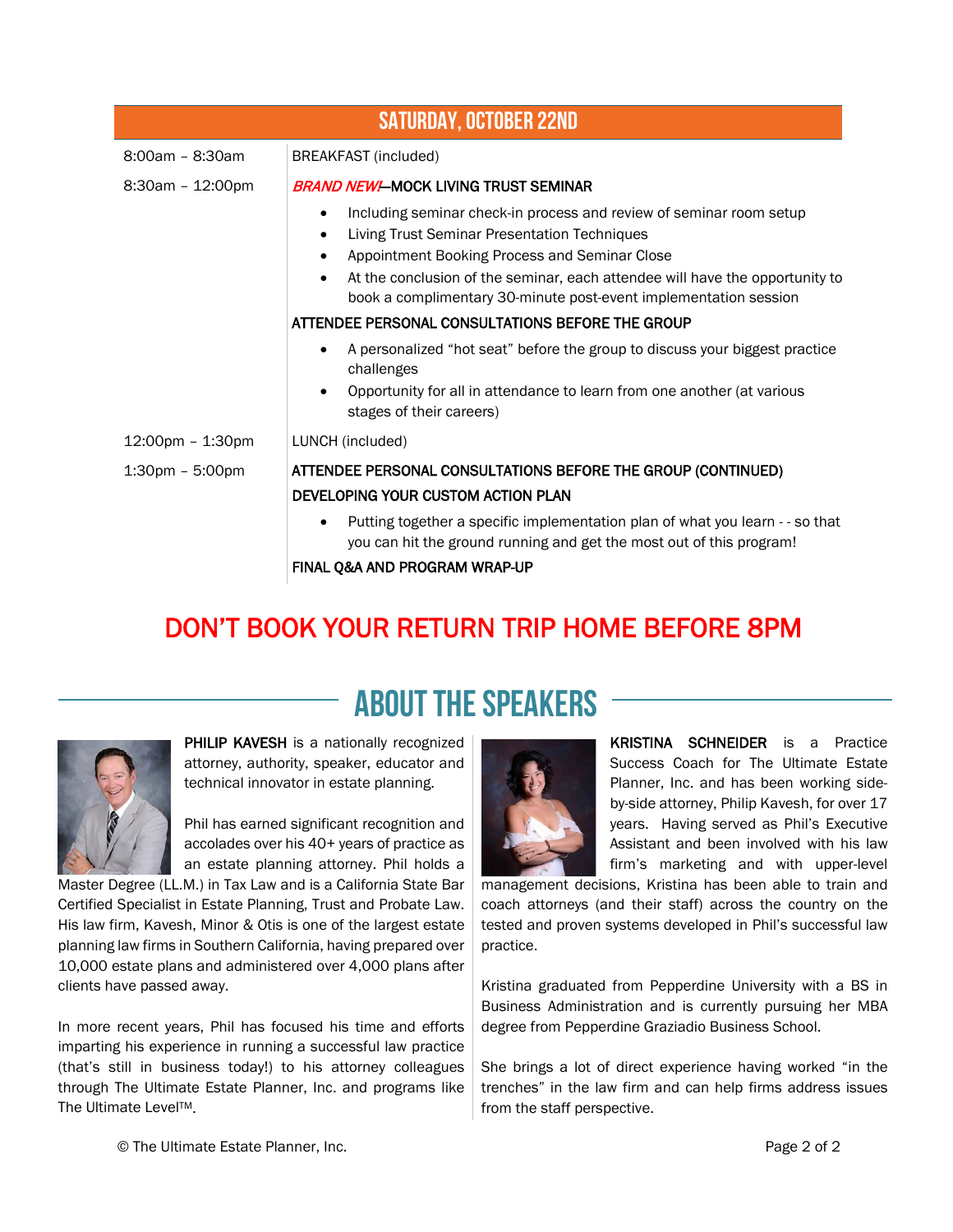## SATURDAY, OCTOBER 22ND

| | |
|---|---|
| 8:00am – 8:30am | BREAKFAST (included) |
| 8:30am – 12:00pm | ***BRAND NEW!*—MOCK LIVING TRUST SEMINAR**<br>• Including seminar check-in process and review of seminar room setup<br>• Living Trust Seminar Presentation Techniques<br>• Appointment Booking Process and Seminar Close<br>• At the conclusion of the seminar, each attendee will have the opportunity to book a complimentary 30-minute post-event implementation session<br>**ATTENDEE PERSONAL CONSULTATIONS BEFORE THE GROUP**<br>• A personalized "hot seat" before the group to discuss your biggest practice challenges<br>• Opportunity for all in attendance to learn from one another (at various stages of their careers) |
| 12:00pm – 1:30pm | LUNCH (included) |
| 1:30pm – 5:00pm | **ATTENDEE PERSONAL CONSULTATIONS BEFORE THE GROUP (CONTINUED)**<br>**DEVELOPING YOUR CUSTOM ACTION PLAN**<br>• Putting together a specific implementation plan of what you learn - - so that you can hit the ground running and get the most out of this program!<br>**FINAL Q&A AND PROGRAM WRAP-UP** |

## DON'T BOOK YOUR RETURN TRIP HOME BEFORE 8PM

## ABOUT THE SPEAKERS

**PHILIP KAVESH** is a nationally recognized attorney, authority, speaker, educator and technical innovator in estate planning.

Phil has earned significant recognition and accolades over his 40+ years of practice as an estate planning attorney. Phil holds a Master Degree (LL.M.) in Tax Law and is a California State Bar Certified Specialist in Estate Planning, Trust and Probate Law. His law firm, Kavesh, Minor & Otis is one of the largest estate planning law firms in Southern California, having prepared over 10,000 estate plans and administered over 4,000 plans after clients have passed away.

In more recent years, Phil has focused his time and efforts imparting his experience in running a successful law practice (that's still in business today!) to his attorney colleagues through The Ultimate Estate Planner, Inc. and programs like The Ultimate Level™.

**KRISTINA SCHNEIDER** is a Practice Success Coach for The Ultimate Estate Planner, Inc. and has been working side-by-side attorney, Philip Kavesh, for over 17 years. Having served as Phil's Executive Assistant and been involved with his law firm's marketing and with upper-level management decisions, Kristina has been able to train and coach attorneys (and their staff) across the country on the tested and proven systems developed in Phil's successful law practice.

Kristina graduated from Pepperdine University with a BS in Business Administration and is currently pursuing her MBA degree from Pepperdine Graziadio Business School.

She brings a lot of direct experience having worked "in the trenches" in the law firm and can help firms address issues from the staff perspective.

© The Ultimate Estate Planner, Inc.